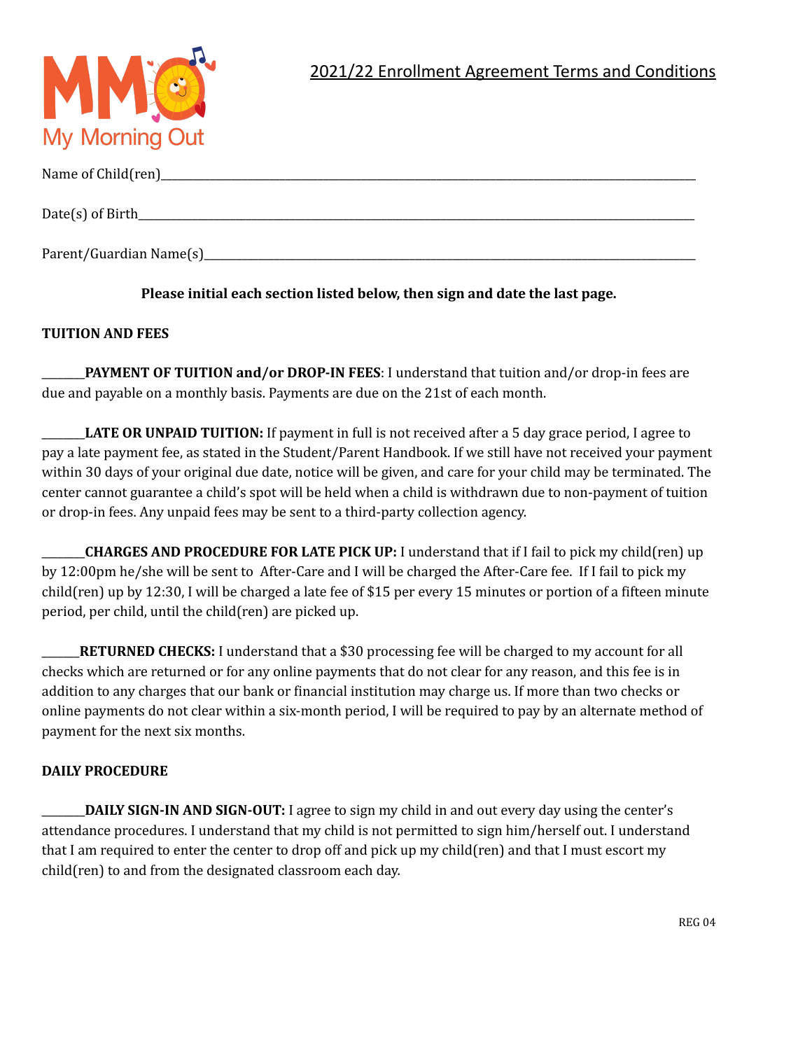My Morning Out

# 2021/22 Enrollment Agreement Terms and Conditions

Name of Child(ren)______________________________________________________________________________

Date(s) of Birth______________________________________________________________________________

Parent/Guardian Name(s)______________________________________________________________________

**Please initial each section listed below, then sign and date the last page.**

**TUITION AND FEES**

_______**PAYMENT OF TUITION and/or DROP-IN FEES**: I understand that tuition and/or drop-in fees are due and payable on a monthly basis. Payments are due on the 21st of each month.

_______**LATE OR UNPAID TUITION:** If payment in full is not received after a 5 day grace period, I agree to pay a late payment fee, as stated in the Student/Parent Handbook. If we still have not received your payment within 30 days of your original due date, notice will be given, and care for your child may be terminated. The center cannot guarantee a child's spot will be held when a child is withdrawn due to non-payment of tuition or drop-in fees. Any unpaid fees may be sent to a third-party collection agency.

_______**CHARGES AND PROCEDURE FOR LATE PICK UP:** I understand that if I fail to pick my child(ren) up by 12:00pm he/she will be sent to After-Care and I will be charged the After-Care fee. If I fail to pick my child(ren) up by 12:30, I will be charged a late fee of $15 per every 15 minutes or portion of a fifteen minute period, per child, until the child(ren) are picked up.

______**RETURNED CHECKS:** I understand that a $30 processing fee will be charged to my account for all checks which are returned or for any online payments that do not clear for any reason, and this fee is in addition to any charges that our bank or financial institution may charge us. If more than two checks or online payments do not clear within a six-month period, I will be required to pay by an alternate method of payment for the next six months.

**DAILY PROCEDURE**

_______**DAILY SIGN-IN AND SIGN-OUT:** I agree to sign my child in and out every day using the center's attendance procedures. I understand that my child is not permitted to sign him/herself out. I understand that I am required to enter the center to drop off and pick up my child(ren) and that I must escort my child(ren) to and from the designated classroom each day.

REG 04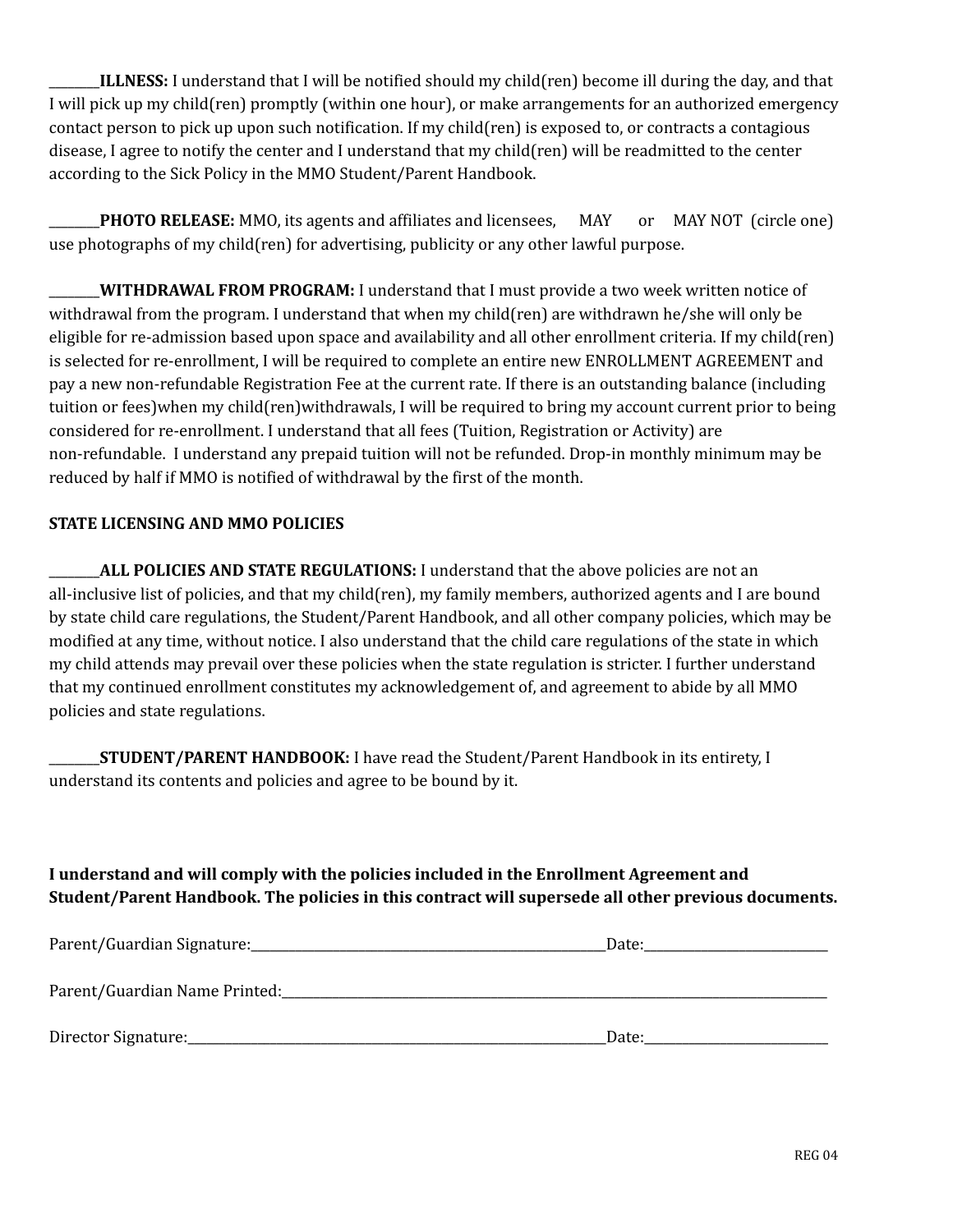________**ILLNESS:** I understand that I will be notified should my child(ren) become ill during the day, and that I will pick up my child(ren) promptly (within one hour), or make arrangements for an authorized emergency contact person to pick up upon such notification. If my child(ren) is exposed to, or contracts a contagious disease, I agree to notify the center and I understand that my child(ren) will be readmitted to the center according to the Sick Policy in the MMO Student/Parent Handbook.

________**PHOTO RELEASE:** MMO, its agents and affiliates and licensees, MAY or MAY NOT (circle one) use photographs of my child(ren) for advertising, publicity or any other lawful purpose.

________**WITHDRAWAL FROM PROGRAM:** I understand that I must provide a two week written notice of withdrawal from the program. I understand that when my child(ren) are withdrawn he/she will only be eligible for re-admission based upon space and availability and all other enrollment criteria. If my child(ren) is selected for re-enrollment, I will be required to complete an entire new ENROLLMENT AGREEMENT and pay a new non-refundable Registration Fee at the current rate. If there is an outstanding balance (including tuition or fees)when my child(ren)withdrawals, I will be required to bring my account current prior to being considered for re-enrollment. I understand that all fees (Tuition, Registration or Activity) are non-refundable. I understand any prepaid tuition will not be refunded. Drop-in monthly minimum may be reduced by half if MMO is notified of withdrawal by the first of the month.

**STATE LICENSING AND MMO POLICIES**

________**ALL POLICIES AND STATE REGULATIONS:** I understand that the above policies are not an all-inclusive list of policies, and that my child(ren), my family members, authorized agents and I are bound by state child care regulations, the Student/Parent Handbook, and all other company policies, which may be modified at any time, without notice. I also understand that the child care regulations of the state in which my child attends may prevail over these policies when the state regulation is stricter. I further understand that my continued enrollment constitutes my acknowledgement of, and agreement to abide by all MMO policies and state regulations.

________**STUDENT/PARENT HANDBOOK:** I have read the Student/Parent Handbook in its entirety, I understand its contents and policies and agree to be bound by it.

**I understand and will comply with the policies included in the Enrollment Agreement and Student/Parent Handbook. The policies in this contract will supersede all other previous documents.**

Parent/Guardian Signature:____________________________________________________Date:__________________________

Parent/Guardian Name Printed:_________________________________________________________________________________

Director Signature:____________________________________________________________Date:__________________________

REG 04